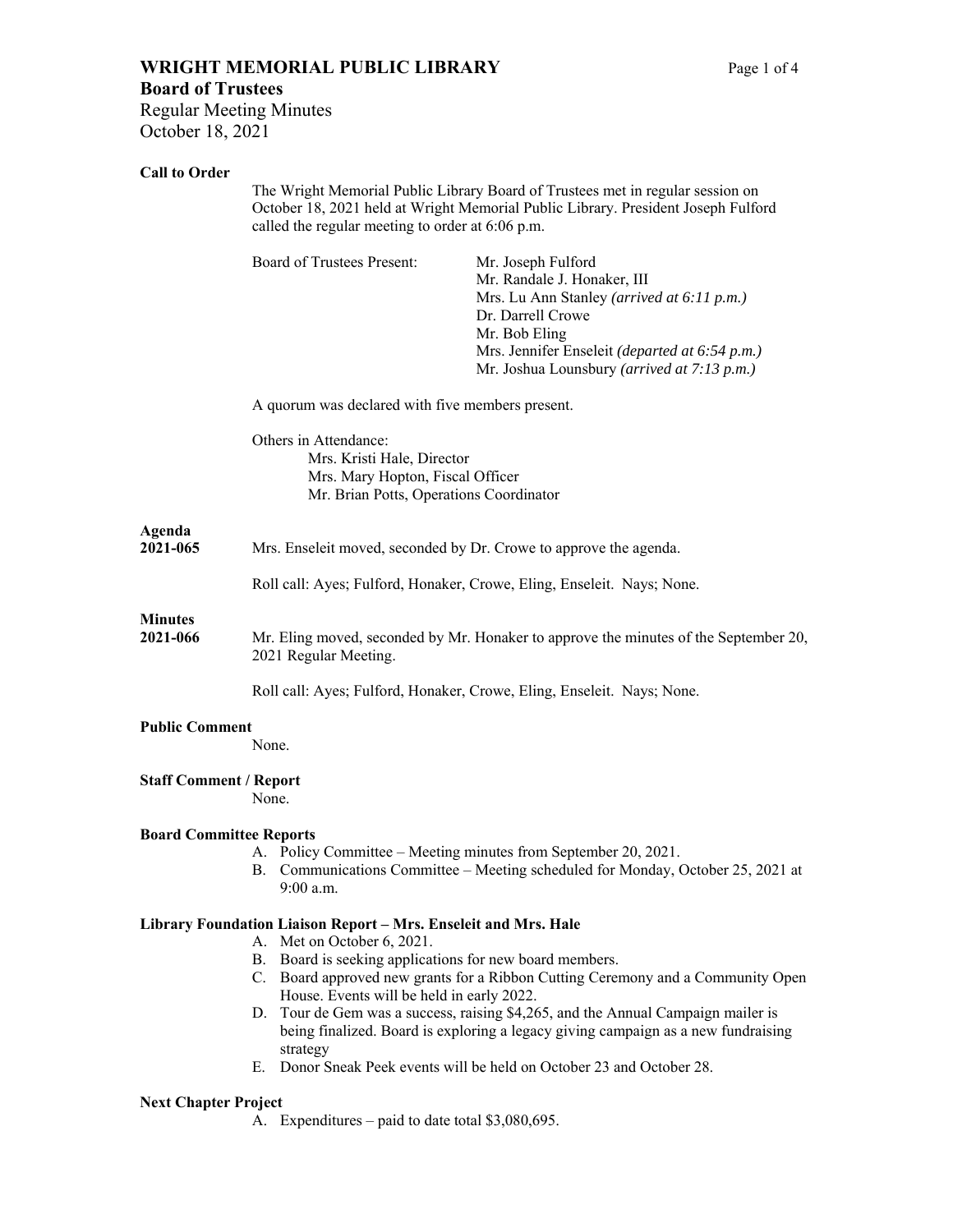# WRIGHT MEMORIAL PUBLIC LIBRARY

## Board of Trustees

Regular Meeting Minutes
October 18, 2021

**Call to Order**

The Wright Memorial Public Library Board of Trustees met in regular session on October 18, 2021 held at Wright Memorial Public Library. President Joseph Fulford called the regular meeting to order at 6:06 p.m.

Board of Trustees Present:

- Mr. Joseph Fulford
- Mr. Randale J. Honaker, III
- Mrs. Lu Ann Stanley *(arrived at 6:11 p.m.)*
- Dr. Darrell Crowe
- Mr. Bob Eling
- Mrs. Jennifer Enseleit *(departed at 6:54 p.m.)*
- Mr. Joshua Lounsbury *(arrived at 7:13 p.m.)*

A quorum was declared with five members present.

Others in Attendance:

- Mrs. Kristi Hale, Director
- Mrs. Mary Hopton, Fiscal Officer
- Mr. Brian Potts, Operations Coordinator

**Agenda**

**2021-065** Mrs. Enseleit moved, seconded by Dr. Crowe to approve the agenda.

Roll call: Ayes; Fulford, Honaker, Crowe, Eling, Enseleit. Nays; None.

**Minutes**

**2021-066** Mr. Eling moved, seconded by Mr. Honaker to approve the minutes of the September 20, 2021 Regular Meeting.

Roll call: Ayes; Fulford, Honaker, Crowe, Eling, Enseleit. Nays; None.

**Public Comment**

None.

**Staff Comment / Report**

None.

**Board Committee Reports**

A. Policy Committee – Meeting minutes from September 20, 2021.
B. Communications Committee – Meeting scheduled for Monday, October 25, 2021 at 9:00 a.m.

**Library Foundation Liaison Report – Mrs. Enseleit and Mrs. Hale**

A. Met on October 6, 2021.
B. Board is seeking applications for new board members.
C. Board approved new grants for a Ribbon Cutting Ceremony and a Community Open House. Events will be held in early 2022.
D. Tour de Gem was a success, raising $4,265, and the Annual Campaign mailer is being finalized. Board is exploring a legacy giving campaign as a new fundraising strategy
E. Donor Sneak Peek events will be held on October 23 and October 28.

**Next Chapter Project**

A. Expenditures – paid to date total $3,080,695.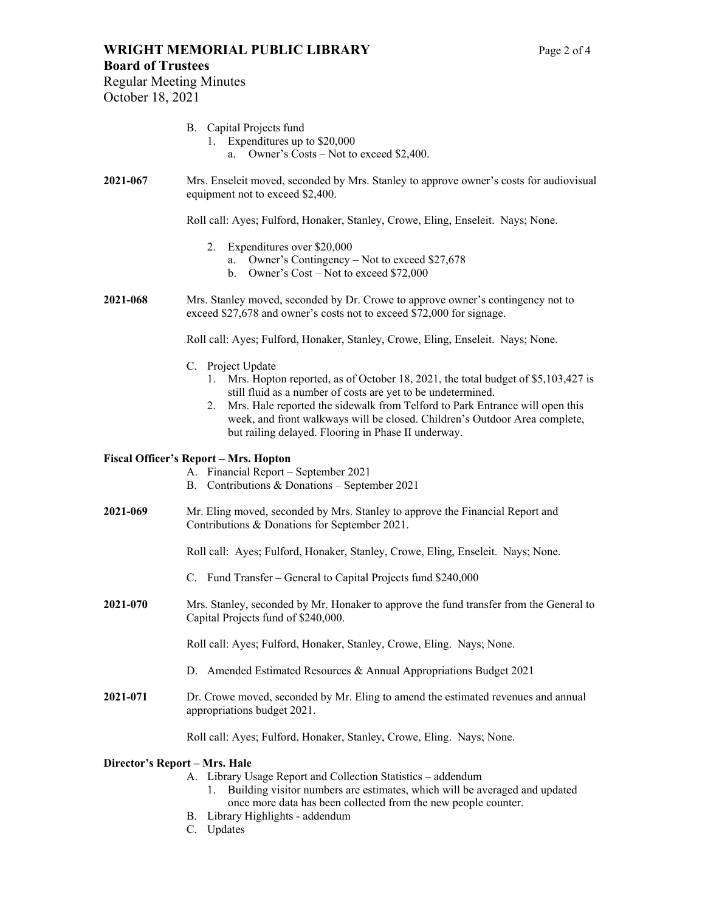B. Capital Projects fund
   1. Expenditures up to $20,000
      a. Owner's Costs – Not to exceed $2,400.

**2021-067** Mrs. Enseleit moved, seconded by Mrs. Stanley to approve owner's costs for audiovisual equipment not to exceed $2,400.

Roll call: Ayes; Fulford, Honaker, Stanley, Crowe, Eling, Enseleit. Nays; None.

   2. Expenditures over $20,000
      a. Owner's Contingency – Not to exceed $27,678
      b. Owner's Cost – Not to exceed $72,000

**2021-068** Mrs. Stanley moved, seconded by Dr. Crowe to approve owner's contingency not to exceed $27,678 and owner's costs not to exceed $72,000 for signage.

Roll call: Ayes; Fulford, Honaker, Stanley, Crowe, Eling, Enseleit. Nays; None.

C. Project Update
   1. Mrs. Hopton reported, as of October 18, 2021, the total budget of $5,103,427 is still fluid as a number of costs are yet to be undetermined.
   2. Mrs. Hale reported the sidewalk from Telford to Park Entrance will open this week, and front walkways will be closed. Children's Outdoor Area complete, but railing delayed. Flooring in Phase II underway.

**Fiscal Officer's Report – Mrs. Hopton**

A. Financial Report – September 2021
B. Contributions & Donations – September 2021

**2021-069** Mr. Eling moved, seconded by Mrs. Stanley to approve the Financial Report and Contributions & Donations for September 2021.

Roll call: Ayes; Fulford, Honaker, Stanley, Crowe, Eling, Enseleit. Nays; None.

C. Fund Transfer – General to Capital Projects fund $240,000

**2021-070** Mrs. Stanley, seconded by Mr. Honaker to approve the fund transfer from the General to Capital Projects fund of $240,000.

Roll call: Ayes; Fulford, Honaker, Stanley, Crowe, Eling. Nays; None.

D. Amended Estimated Resources & Annual Appropriations Budget 2021

**2021-071** Dr. Crowe moved, seconded by Mr. Eling to amend the estimated revenues and annual appropriations budget 2021.

Roll call: Ayes; Fulford, Honaker, Stanley, Crowe, Eling. Nays; None.

**Director's Report – Mrs. Hale**

A. Library Usage Report and Collection Statistics – addendum
   1. Building visitor numbers are estimates, which will be averaged and updated once more data has been collected from the new people counter.
B. Library Highlights - addendum
C. Updates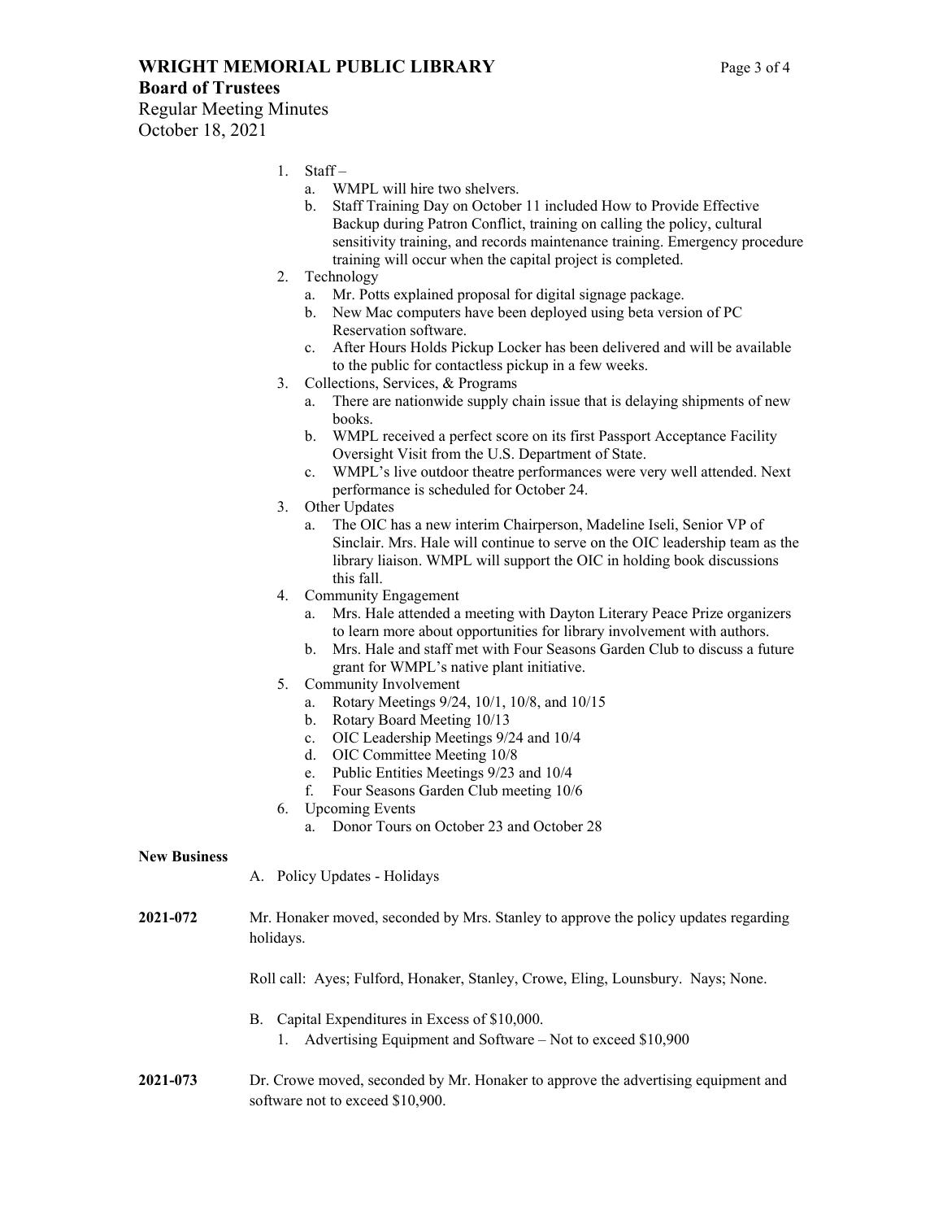1. Staff –
   a. WMPL will hire two shelvers.
   b. Staff Training Day on October 11 included How to Provide Effective Backup during Patron Conflict, training on calling the policy, cultural sensitivity training, and records maintenance training. Emergency procedure training will occur when the capital project is completed.
2. Technology
   a. Mr. Potts explained proposal for digital signage package.
   b. New Mac computers have been deployed using beta version of PC Reservation software.
   c. After Hours Holds Pickup Locker has been delivered and will be available to the public for contactless pickup in a few weeks.
3. Collections, Services, & Programs
   a. There are nationwide supply chain issue that is delaying shipments of new books.
   b. WMPL received a perfect score on its first Passport Acceptance Facility Oversight Visit from the U.S. Department of State.
   c. WMPL's live outdoor theatre performances were very well attended. Next performance is scheduled for October 24.
3. Other Updates
   a. The OIC has a new interim Chairperson, Madeline Iseli, Senior VP of Sinclair. Mrs. Hale will continue to serve on the OIC leadership team as the library liaison. WMPL will support the OIC in holding book discussions this fall.
4. Community Engagement
   a. Mrs. Hale attended a meeting with Dayton Literary Peace Prize organizers to learn more about opportunities for library involvement with authors.
   b. Mrs. Hale and staff met with Four Seasons Garden Club to discuss a future grant for WMPL's native plant initiative.
5. Community Involvement
   a. Rotary Meetings 9/24, 10/1, 10/8, and 10/15
   b. Rotary Board Meeting 10/13
   c. OIC Leadership Meetings 9/24 and 10/4
   d. OIC Committee Meeting 10/8
   e. Public Entities Meetings 9/23 and 10/4
   f. Four Seasons Garden Club meeting 10/6
6. Upcoming Events
   a. Donor Tours on October 23 and October 28

**New Business**

A. Policy Updates - Holidays

**2021-072** Mr. Honaker moved, seconded by Mrs. Stanley to approve the policy updates regarding holidays.

Roll call: Ayes; Fulford, Honaker, Stanley, Crowe, Eling, Lounsbury. Nays; None.

B. Capital Expenditures in Excess of $10,000.
   1. Advertising Equipment and Software – Not to exceed $10,900

**2021-073** Dr. Crowe moved, seconded by Mr. Honaker to approve the advertising equipment and software not to exceed $10,900.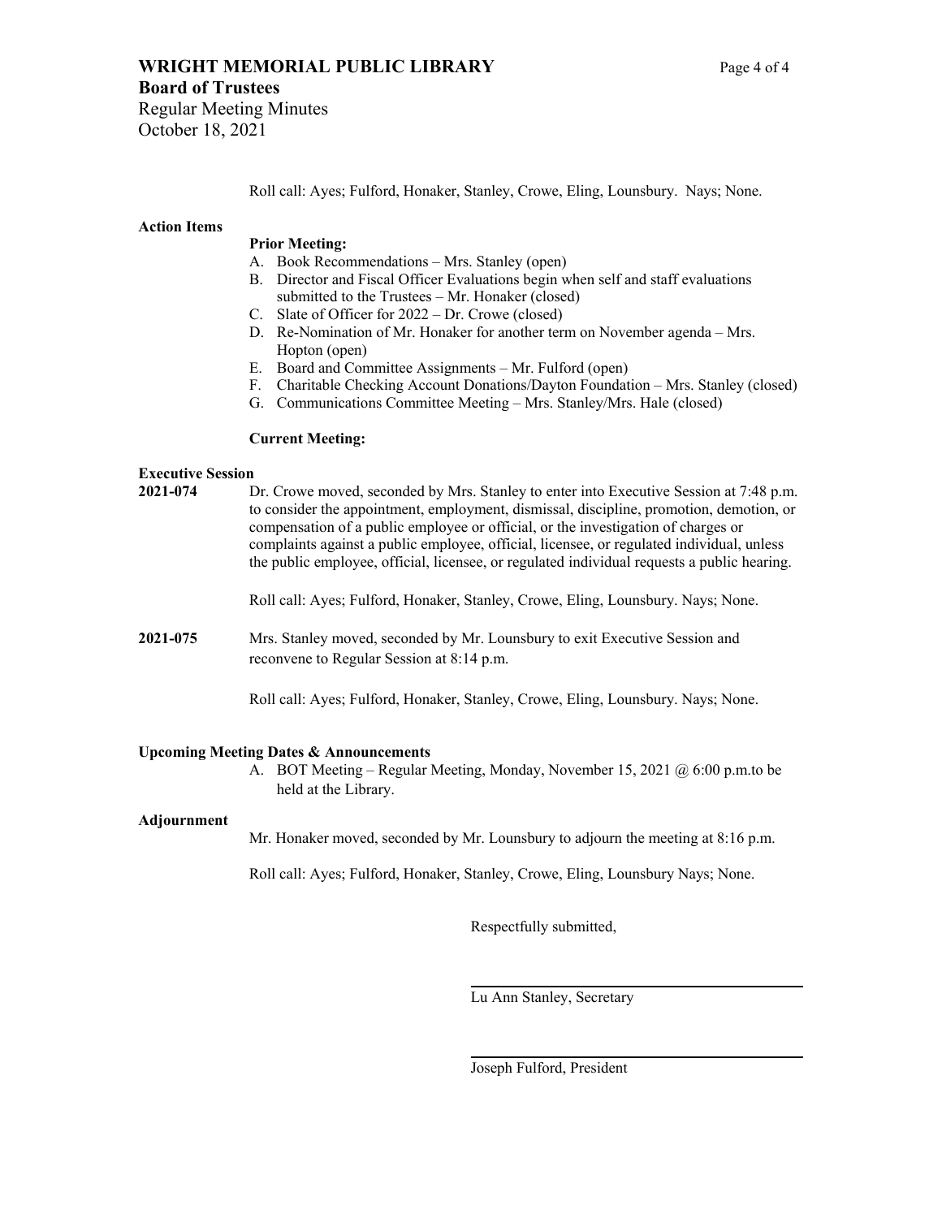Roll call: Ayes; Fulford, Honaker, Stanley, Crowe, Eling, Lounsbury. Nays; None.

**Action Items**

**Prior Meeting:**

A. Book Recommendations – Mrs. Stanley (open)
B. Director and Fiscal Officer Evaluations begin when self and staff evaluations submitted to the Trustees – Mr. Honaker (closed)
C. Slate of Officer for 2022 – Dr. Crowe (closed)
D. Re-Nomination of Mr. Honaker for another term on November agenda – Mrs. Hopton (open)
E. Board and Committee Assignments – Mr. Fulford (open)
F. Charitable Checking Account Donations/Dayton Foundation – Mrs. Stanley (closed)
G. Communications Committee Meeting – Mrs. Stanley/Mrs. Hale (closed)

**Current Meeting:**

**Executive Session**

**2021-074** Dr. Crowe moved, seconded by Mrs. Stanley to enter into Executive Session at 7:48 p.m. to consider the appointment, employment, dismissal, discipline, promotion, demotion, or compensation of a public employee or official, or the investigation of charges or complaints against a public employee, official, licensee, or regulated individual, unless the public employee, official, licensee, or regulated individual requests a public hearing.

Roll call: Ayes; Fulford, Honaker, Stanley, Crowe, Eling, Lounsbury. Nays; None.

**2021-075** Mrs. Stanley moved, seconded by Mr. Lounsbury to exit Executive Session and reconvene to Regular Session at 8:14 p.m.

Roll call: Ayes; Fulford, Honaker, Stanley, Crowe, Eling, Lounsbury. Nays; None.

**Upcoming Meeting Dates & Announcements**

A. BOT Meeting – Regular Meeting, Monday, November 15, 2021 @ 6:00 p.m.to be held at the Library.

**Adjournment**

Mr. Honaker moved, seconded by Mr. Lounsbury to adjourn the meeting at 8:16 p.m.

Roll call: Ayes; Fulford, Honaker, Stanley, Crowe, Eling, Lounsbury Nays; None.

Respectfully submitted,

Lu Ann Stanley, Secretary

Joseph Fulford, President